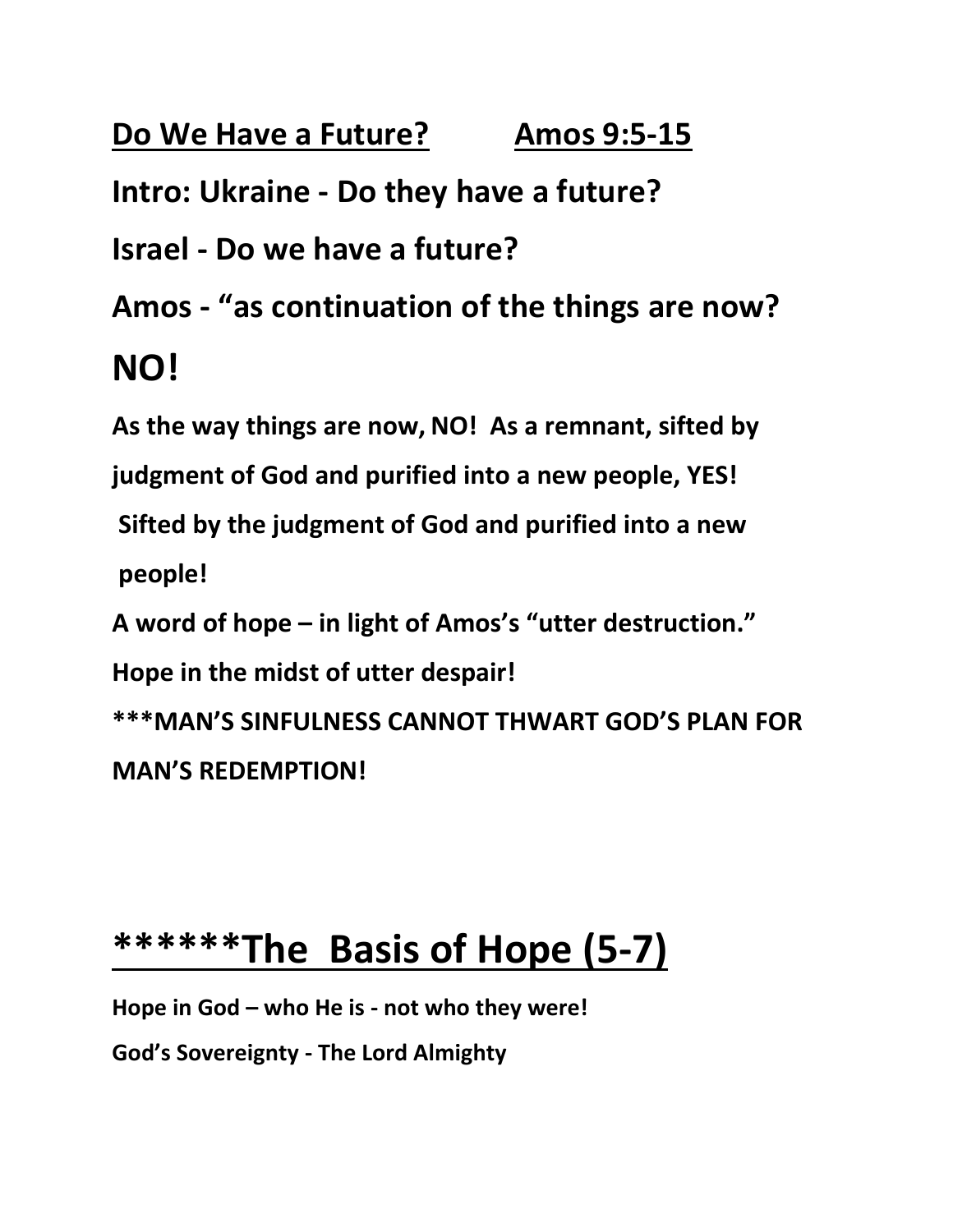**Do We Have a Future?** **Amos 9:5-15**

**Intro: Ukraine - Do they have a future?**

**Israel - Do we have a future?**

**Amos - "as continuation of the things are now?**

**NO!**

**As the way things are now, NO! As a remnant, sifted by judgment of God and purified into a new people, YES!**

**Sifted by the judgment of God and purified into a new people!**

**A word of hope – in light of Amos's "utter destruction."**

**Hope in the midst of utter despair!**

**\*\*\*MAN'S SINFULNESS CANNOT THWART GOD'S PLAN FOR MAN'S REDEMPTION!**

## ******The Basis of Hope (5-7)

**Hope in God – who He is - not who they were!**

**God's Sovereignty - The Lord Almighty**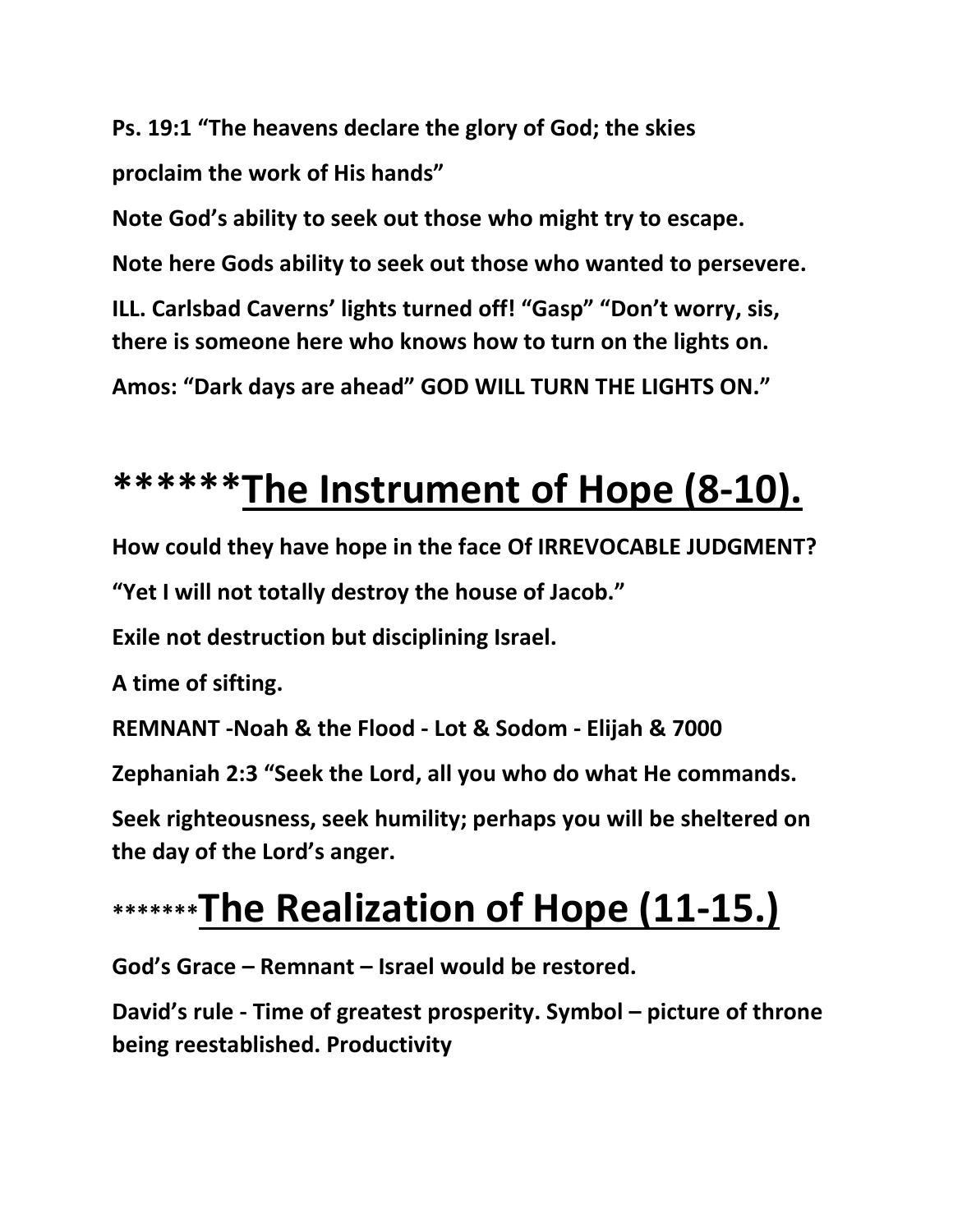**Ps. 19:1 "The heavens declare the glory of God; the skies**

**proclaim the work of His hands"**

**Note God's ability to seek out those who might try to escape.**

**Note here Gods ability to seek out those who wanted to persevere.**

**ILL. Carlsbad Caverns' lights turned off! "Gasp" "Don't worry, sis, there is someone here who knows how to turn on the lights on.**

**Amos: "Dark days are ahead" GOD WILL TURN THE LIGHTS ON."**

# ******<u>The Instrument of Hope (8-10).</u>

**How could they have hope in the face Of IRREVOCABLE JUDGMENT?**

**"Yet I will not totally destroy the house of Jacob."**

**Exile not destruction but disciplining Israel.**

**A time of sifting.**

**REMNANT -Noah & the Flood - Lot & Sodom - Elijah & 7000**

**Zephaniah 2:3 "Seek the Lord, all you who do what He commands.**

**Seek righteousness, seek humility; perhaps you will be sheltered on the day of the Lord's anger.**

# *******<u>The Realization of Hope (11-15.)</u>

**God's Grace – Remnant – Israel would be restored.**

**David's rule - Time of greatest prosperity. Symbol – picture of throne being reestablished. Productivity**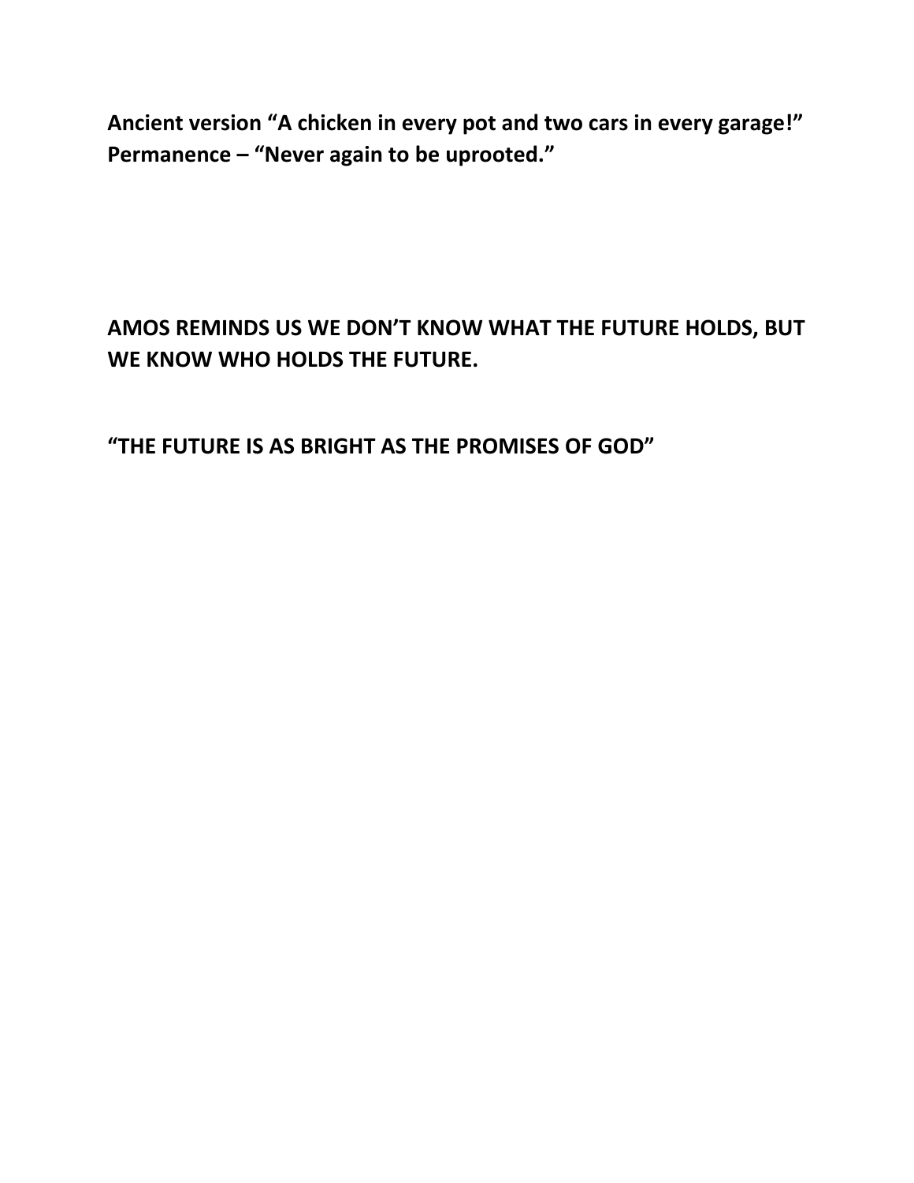**Ancient version "A chicken in every pot and two cars in every garage!"**
**Permanence – "Never again to be uprooted."**

**AMOS REMINDS US WE DON'T KNOW WHAT THE FUTURE HOLDS, BUT WE KNOW WHO HOLDS THE FUTURE.**

**"THE FUTURE IS AS BRIGHT AS THE PROMISES OF GOD"**